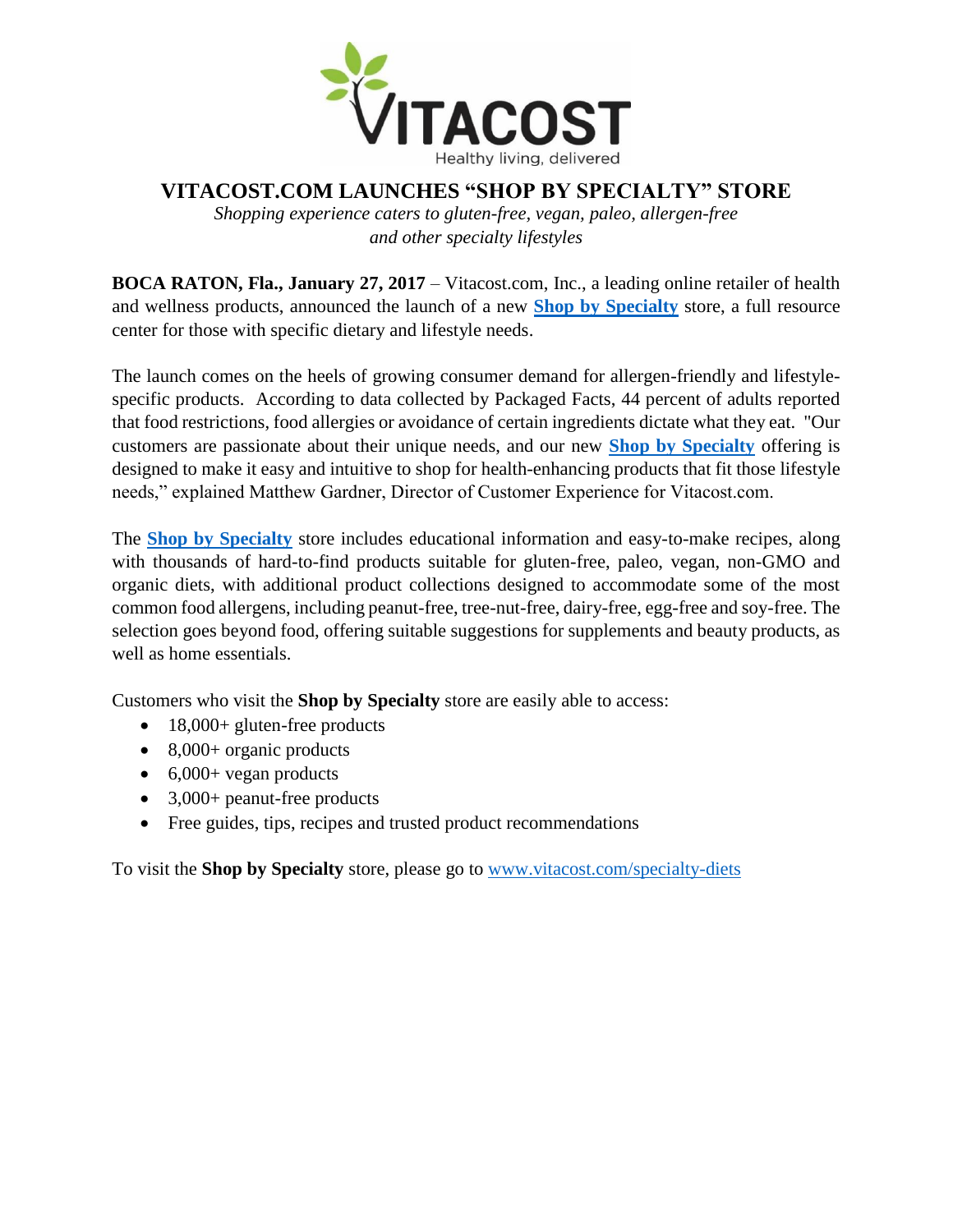# VITACOST.COM LAUNCHES "SHOP BY SPECIALTY" STORE

*Shopping experience caters to gluten-free, vegan, paleo, allergen-free and other specialty lifestyles*

**BOCA RATON, Fla., January 27, 2017** – Vitacost.com, Inc., a leading online retailer of health and wellness products, announced the launch of a new **Shop by Specialty** store, a full resource center for those with specific dietary and lifestyle needs.

The launch comes on the heels of growing consumer demand for allergen-friendly and lifestyle-specific products. According to data collected by Packaged Facts, 44 percent of adults reported that food restrictions, food allergies or avoidance of certain ingredients dictate what they eat. "Our customers are passionate about their unique needs, and our new **Shop by Specialty** offering is designed to make it easy and intuitive to shop for health-enhancing products that fit those lifestyle needs," explained Matthew Gardner, Director of Customer Experience for Vitacost.com.

The **Shop by Specialty** store includes educational information and easy-to-make recipes, along with thousands of hard-to-find products suitable for gluten-free, paleo, vegan, non-GMO and organic diets, with additional product collections designed to accommodate some of the most common food allergens, including peanut-free, tree-nut-free, dairy-free, egg-free and soy-free. The selection goes beyond food, offering suitable suggestions for supplements and beauty products, as well as home essentials.

Customers who visit the **Shop by Specialty** store are easily able to access:

- 18,000+ gluten-free products
- 8,000+ organic products
- 6,000+ vegan products
- 3,000+ peanut-free products
- Free guides, tips, recipes and trusted product recommendations

To visit the **Shop by Specialty** store, please go to www.vitacost.com/specialty-diets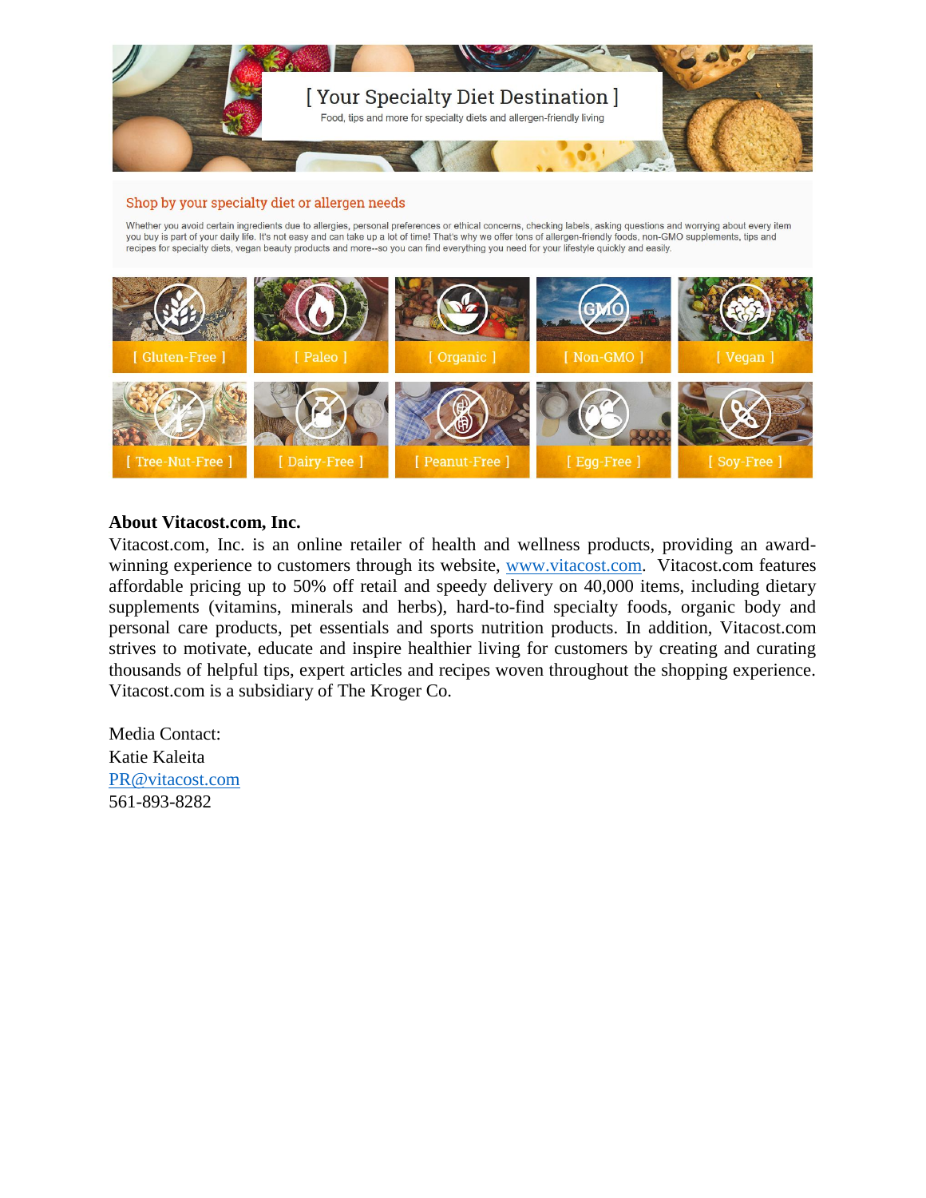[ Your Specialty Diet Destination ]

Food, tips and more for specialty diets and allergen-friendly living

Shop by your specialty diet or allergen needs

Whether you avoid certain ingredients due to allergies, personal preferences or ethical concerns, checking labels, asking questions and worrying about every item you buy is part of your daily life. It's not easy and can take up a lot of time! That's why we offer tons of allergen-friendly foods, non-GMO supplements, tips and recipes for specialty diets, vegan beauty products and more--so you can find everything you need for your lifestyle quickly and easily.

[ Gluten-Free ] [ Paleo ] [ Organic ] [ Non-GMO ] [ Vegan ]

[ Tree-Nut-Free ] [ Dairy-Free ] [ Peanut-Free ] [ Egg-Free ] [ Soy-Free ]

**About Vitacost.com, Inc.**

Vitacost.com, Inc. is an online retailer of health and wellness products, providing an award-winning experience to customers through its website, www.vitacost.com. Vitacost.com features affordable pricing up to 50% off retail and speedy delivery on 40,000 items, including dietary supplements (vitamins, minerals and herbs), hard-to-find specialty foods, organic body and personal care products, pet essentials and sports nutrition products. In addition, Vitacost.com strives to motivate, educate and inspire healthier living for customers by creating and curating thousands of helpful tips, expert articles and recipes woven throughout the shopping experience. Vitacost.com is a subsidiary of The Kroger Co.

Media Contact:
Katie Kaleita
PR@vitacost.com
561-893-8282